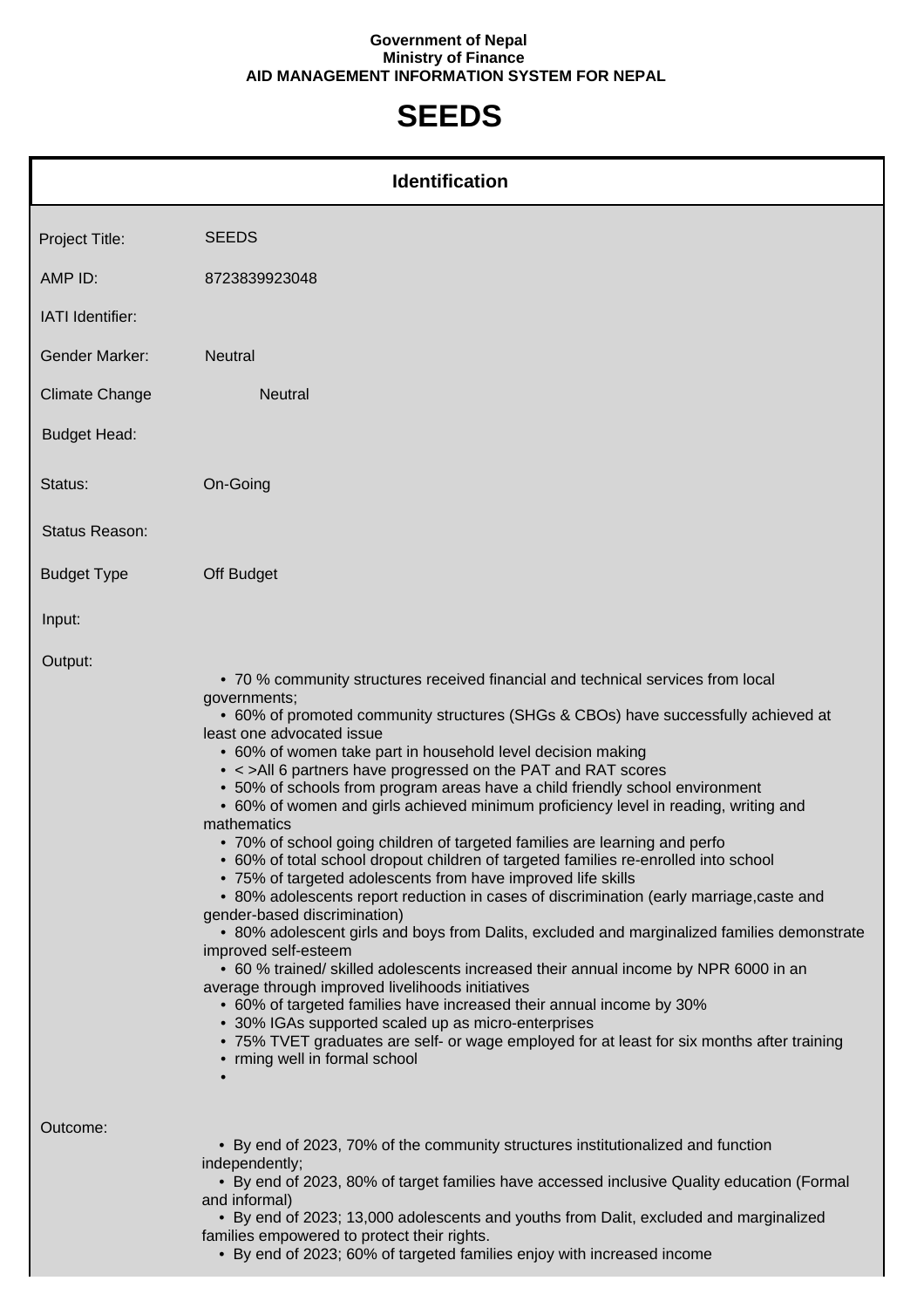**Government of Nepal**
**Ministry of Finance**
**AID MANAGEMENT INFORMATION SYSTEM FOR NEPAL**

# SEEDS

## Identification

| | |
|---|---|
| Project Title: | SEEDS |
| AMP ID: | 8723839923048 |
| IATI Identifier: | |
| Gender Marker: | Neutral |
| Climate Change | Neutral |
| Budget Head: | |
| Status: | On-Going |
| Status Reason: | |
| Budget Type | Off Budget |
| Input: | |

Output:

- 70 % community structures received financial and technical services from local governments;
- 60% of promoted community structures (SHGs & CBOs) have successfully achieved at least one advocated issue
- 60% of women take part in household level decision making
- < >All 6 partners have progressed on the PAT and RAT scores
- 50% of schools from program areas have a child friendly school environment
- 60% of women and girls achieved minimum proficiency level in reading, writing and mathematics
- 70% of school going children of targeted families are learning and perfo
- 60% of total school dropout children of targeted families re-enrolled into school
- 75% of targeted adolescents from have improved life skills
- 80% adolescents report reduction in cases of discrimination (early marriage,caste and gender-based discrimination)
- 80% adolescent girls and boys from Dalits, excluded and marginalized families demonstrate improved self-esteem
- 60 % trained/ skilled adolescents increased their annual income by NPR 6000 in an average through improved livelihoods initiatives
- 60% of targeted families have increased their annual income by 30%
- 30% IGAs supported scaled up as micro-enterprises
- 75% TVET graduates are self- or wage employed for at least for six months after training
- rming well in formal school
-

Outcome:

- By end of 2023, 70% of the community structures institutionalized and function independently;
- By end of 2023, 80% of target families have accessed inclusive Quality education (Formal and informal)
- By end of 2023; 13,000 adolescents and youths from Dalit, excluded and marginalized families empowered to protect their rights.
- By end of 2023; 60% of targeted families enjoy with increased income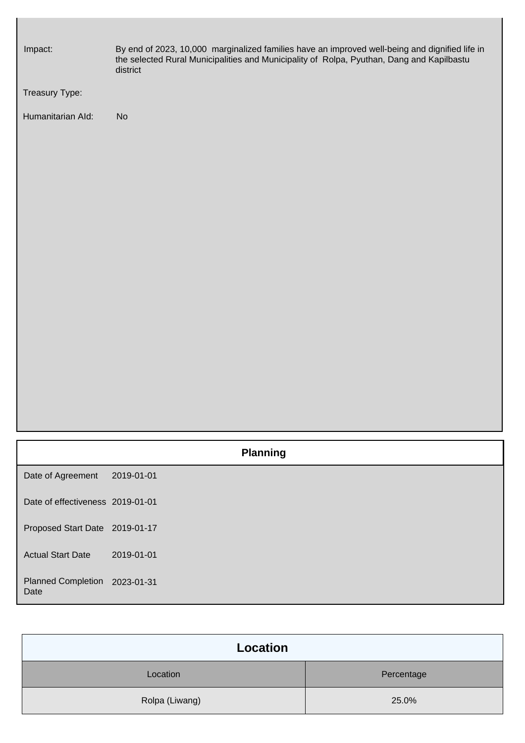| | |
|---|---|
| Impact: | By end of 2023, 10,000 marginalized families have an improved well-being and dignified life in the selected Rural Municipalities and Municipality of Rolpa, Pyuthan, Dang and Kapilbastu district |
| Treasury Type: | |
| Humanitarian AId: | No |

## Planning

| | |
|---|---|
| Date of Agreement | 2019-01-01 |
| Date of effectiveness | 2019-01-01 |
| Proposed Start Date | 2019-01-17 |
| Actual Start Date | 2019-01-01 |
| Planned Completion Date | 2023-01-31 |

## Location

| Location | Percentage |
|---|---|
| Rolpa (Liwang) | 25.0% |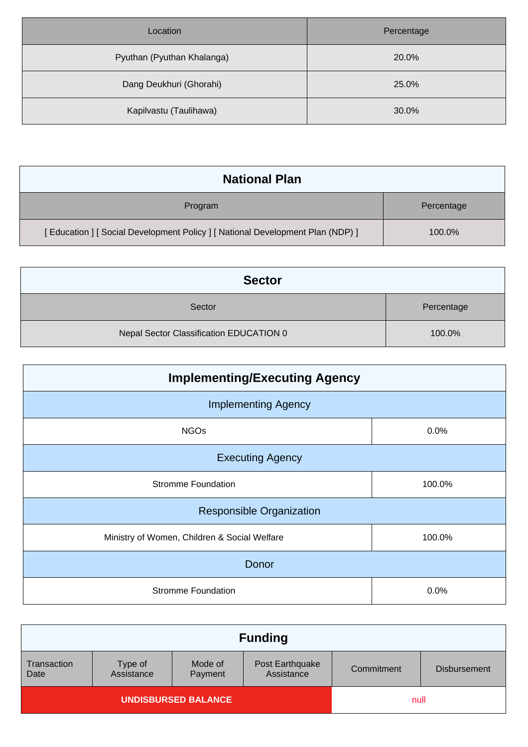| Location | Percentage |
| --- | --- |
| Pyuthan (Pyuthan Khalanga) | 20.0% |
| Dang Deukhuri (Ghorahi) | 25.0% |
| Kapilvastu (Taulihawa) | 30.0% |

## National Plan

| Program | Percentage |
| --- | --- |
| [ Education ] [ Social Development Policy ] [ National Development Plan (NDP) ] | 100.0% |

## Sector

| Sector | Percentage |
| --- | --- |
| Nepal Sector Classification EDUCATION 0 | 100.0% |

## Implementing/Executing Agency

| Implementing Agency | |
| --- | --- |
| NGOs | 0.0% |
| **Executing Agency** | |
| Stromme Foundation | 100.0% |
| **Responsible Organization** | |
| Ministry of Women, Children & Social Welfare | 100.0% |
| **Donor** | |
| Stromme Foundation | 0.0% |

## Funding

| Transaction Date | Type of Assistance | Mode of Payment | Post Earthquake Assistance | Commitment | Disbursement |
| --- | --- | --- | --- | --- | --- |
| UNDISBURSED BALANCE | | | | null | |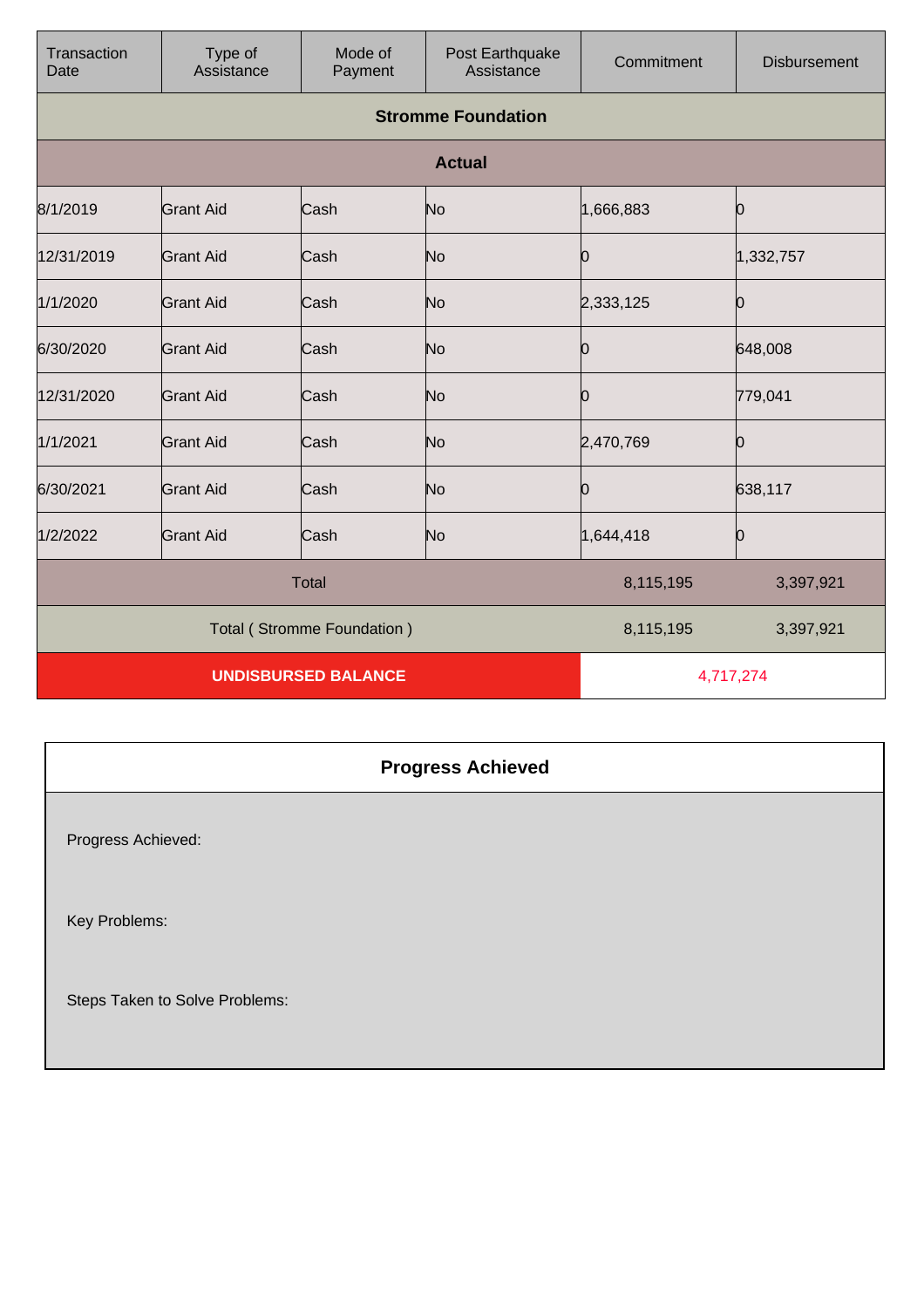| Transaction Date | Type of Assistance | Mode of Payment | Post Earthquake Assistance | Commitment | Disbursement |
|---|---|---|---|---|---|
| **Stromme Foundation** | | | | | |
| **Actual** | | | | | |
| 8/1/2019 | Grant Aid | Cash | No | 1,666,883 | 0 |
| 12/31/2019 | Grant Aid | Cash | No | 0 | 1,332,757 |
| 1/1/2020 | Grant Aid | Cash | No | 2,333,125 | 0 |
| 6/30/2020 | Grant Aid | Cash | No | 0 | 648,008 |
| 12/31/2020 | Grant Aid | Cash | No | 0 | 779,041 |
| 1/1/2021 | Grant Aid | Cash | No | 2,470,769 | 0 |
| 6/30/2021 | Grant Aid | Cash | No | 0 | 638,117 |
| 1/2/2022 | Grant Aid | Cash | No | 1,644,418 | 0 |
| Total | | | | 8,115,195 | 3,397,921 |
| Total ( Stromme Foundation ) | | | | 8,115,195 | 3,397,921 |
| **UNDISBURSED BALANCE** | | | | 4,717,274 | |

## Progress Achieved

Progress Achieved:

Key Problems:

Steps Taken to Solve Problems: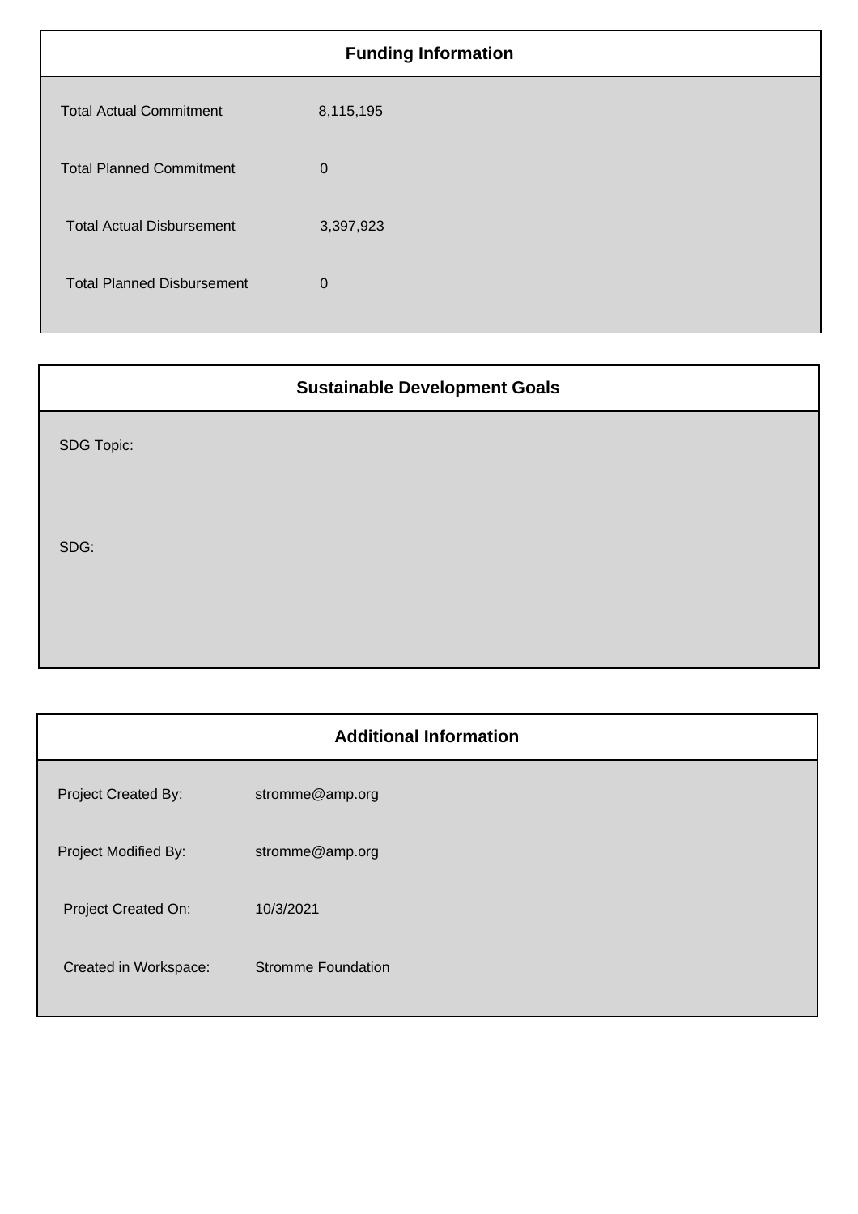## Funding Information

| | |
|---|---|
| Total Actual Commitment | 8,115,195 |
| Total Planned Commitment | 0 |
| Total Actual Disbursement | 3,397,923 |
| Total Planned Disbursement | 0 |

## Sustainable Development Goals

SDG Topic:

SDG:

## Additional Information

| | |
|---|---|
| Project Created By: | stromme@amp.org |
| Project Modified By: | stromme@amp.org |
| Project Created On: | 10/3/2021 |
| Created in Workspace: | Stromme Foundation |